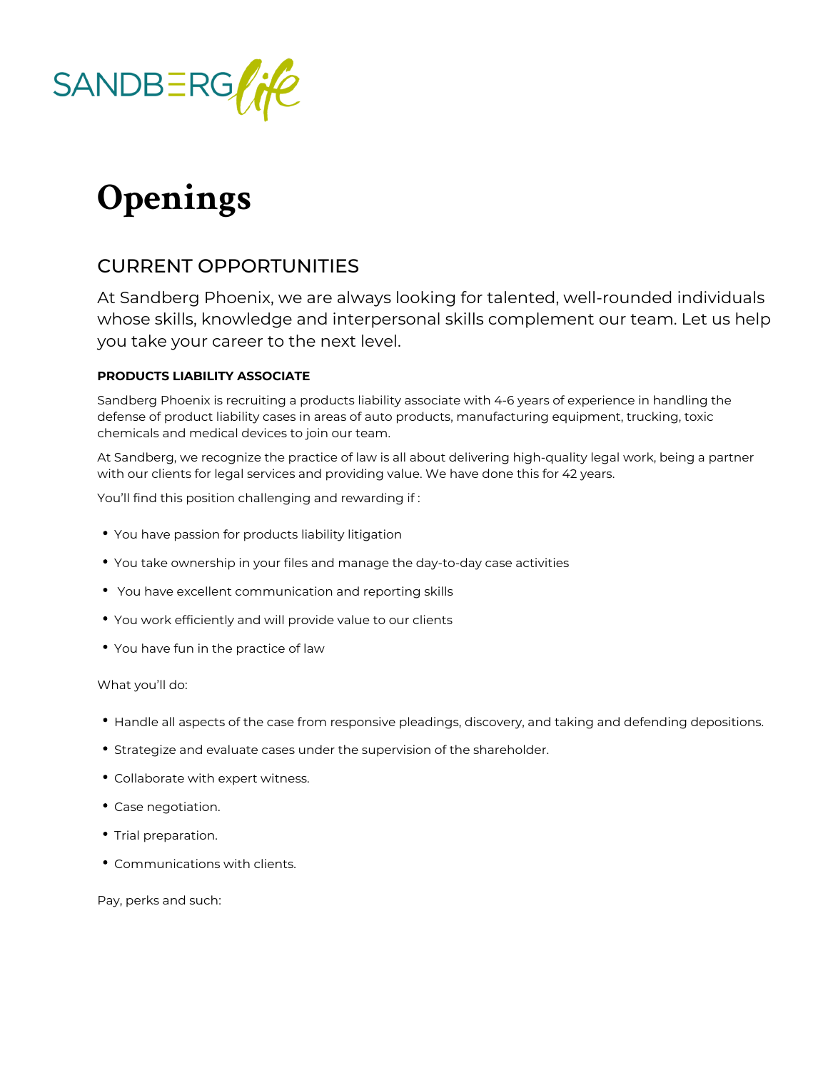SANDBERG life

# Openings

## CURRENT OPPORTUNITIES

At Sandberg Phoenix, we are always looking for talented, well-rounded individuals whose skills, knowledge and interpersonal skills complement our team. Let us help you take your career to the next level.

### PRODUCTS LIABILITY ASSOCIATE

Sandberg Phoenix is recruiting a products liability associate with 4-6 years of experience in handling the defense of product liability cases in areas of auto products, manufacturing equipment, trucking, toxic chemicals and medical devices to join our team.

At Sandberg, we recognize the practice of law is all about delivering high-quality legal work, being a partner with our clients for legal services and providing value. We have done this for 42 years.

You'll find this position challenging and rewarding if :

- You have passion for products liability litigation
- You take ownership in your files and manage the day-to-day case activities
- You have excellent communication and reporting skills
- You work efficiently and will provide value to our clients
- You have fun in the practice of law

What you'll do:

- Handle all aspects of the case from responsive pleadings, discovery, and taking and defending depositions.
- Strategize and evaluate cases under the supervision of the shareholder.
- Collaborate with expert witness.
- Case negotiation.
- Trial preparation.
- Communications with clients.

Pay, perks and such: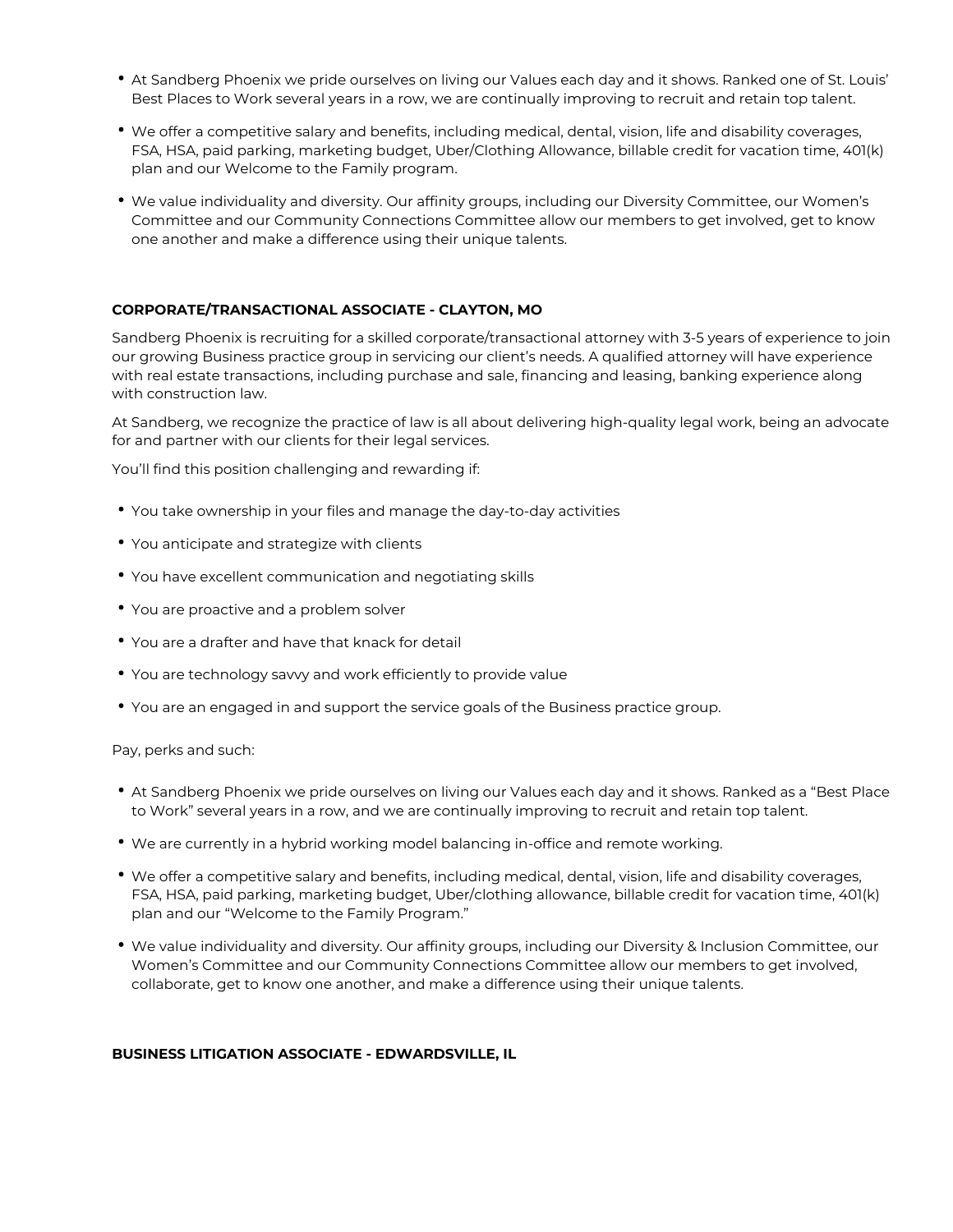- At Sandberg Phoenix we pride ourselves on living our Values each day and it shows. Ranked one of St. Louis' Best Places to Work several years in a row, we are continually improving to recruit and retain top talent.
- We offer a competitive salary and benefits, including medical, dental, vision, life and disability coverages, FSA, HSA, paid parking, marketing budget, Uber/Clothing Allowance, billable credit for vacation time, 401(k) plan and our Welcome to the Family program.
- We value individuality and diversity. Our affinity groups, including our Diversity Committee, our Women's Committee and our Community Connections Committee allow our members to get involved, get to know one another and make a difference using their unique talents.

**CORPORATE/TRANSACTIONAL ASSOCIATE - CLAYTON, MO**

Sandberg Phoenix is recruiting for a skilled corporate/transactional attorney with 3-5 years of experience to join our growing Business practice group in servicing our client's needs. A qualified attorney will have experience with real estate transactions, including purchase and sale, financing and leasing, banking experience along with construction law.

At Sandberg, we recognize the practice of law is all about delivering high-quality legal work, being an advocate for and partner with our clients for their legal services.

You'll find this position challenging and rewarding if:

- You take ownership in your files and manage the day-to-day activities
- You anticipate and strategize with clients
- You have excellent communication and negotiating skills
- You are proactive and a problem solver
- You are a drafter and have that knack for detail
- You are technology savvy and work efficiently to provide value
- You are an engaged in and support the service goals of the Business practice group.

Pay, perks and such:

- At Sandberg Phoenix we pride ourselves on living our Values each day and it shows. Ranked as a "Best Place to Work" several years in a row, and we are continually improving to recruit and retain top talent.
- We are currently in a hybrid working model balancing in-office and remote working.
- We offer a competitive salary and benefits, including medical, dental, vision, life and disability coverages, FSA, HSA, paid parking, marketing budget, Uber/clothing allowance, billable credit for vacation time, 401(k) plan and our "Welcome to the Family Program."
- We value individuality and diversity. Our affinity groups, including our Diversity & Inclusion Committee, our Women's Committee and our Community Connections Committee allow our members to get involved, collaborate, get to know one another, and make a difference using their unique talents.

**BUSINESS LITIGATION ASSOCIATE - EDWARDSVILLE, IL**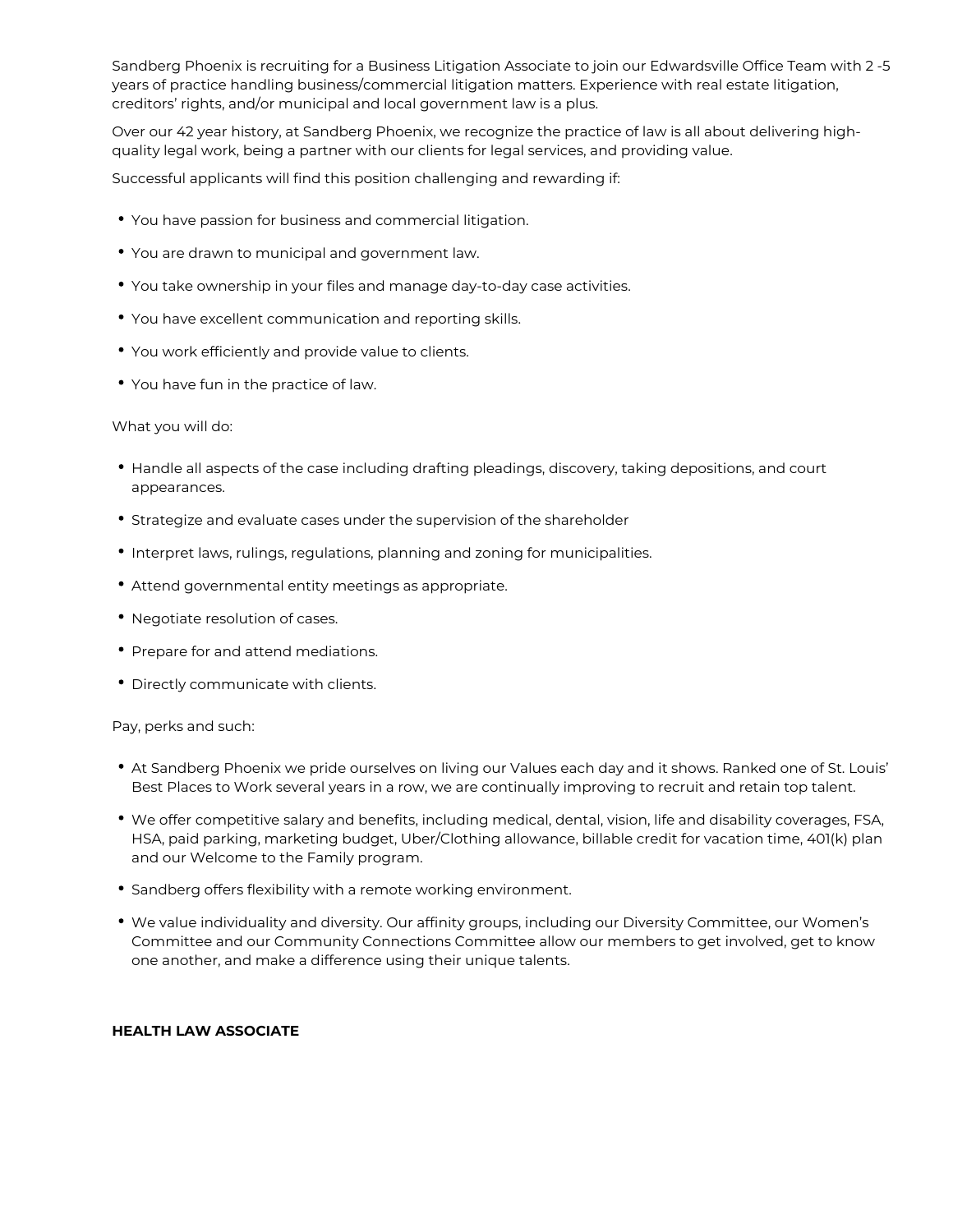Sandberg Phoenix is recruiting for a Business Litigation Associate to join our Edwardsville Office Team with 2 -5 years of practice handling business/commercial litigation matters. Experience with real estate litigation, creditors' rights, and/or municipal and local government law is a plus.

Over our 42 year history, at Sandberg Phoenix, we recognize the practice of law is all about delivering high-quality legal work, being a partner with our clients for legal services, and providing value.

Successful applicants will find this position challenging and rewarding if:

- You have passion for business and commercial litigation.
- You are drawn to municipal and government law.
- You take ownership in your files and manage day-to-day case activities.
- You have excellent communication and reporting skills.
- You work efficiently and provide value to clients.
- You have fun in the practice of law.

What you will do:

- Handle all aspects of the case including drafting pleadings, discovery, taking depositions, and court appearances.
- Strategize and evaluate cases under the supervision of the shareholder
- Interpret laws, rulings, regulations, planning and zoning for municipalities.
- Attend governmental entity meetings as appropriate.
- Negotiate resolution of cases.
- Prepare for and attend mediations.
- Directly communicate with clients.

Pay, perks and such:

- At Sandberg Phoenix we pride ourselves on living our Values each day and it shows. Ranked one of St. Louis' Best Places to Work several years in a row, we are continually improving to recruit and retain top talent.
- We offer competitive salary and benefits, including medical, dental, vision, life and disability coverages, FSA, HSA, paid parking, marketing budget, Uber/Clothing allowance, billable credit for vacation time, 401(k) plan and our Welcome to the Family program.
- Sandberg offers flexibility with a remote working environment.
- We value individuality and diversity. Our affinity groups, including our Diversity Committee, our Women's Committee and our Community Connections Committee allow our members to get involved, get to know one another, and make a difference using their unique talents.

**HEALTH LAW ASSOCIATE**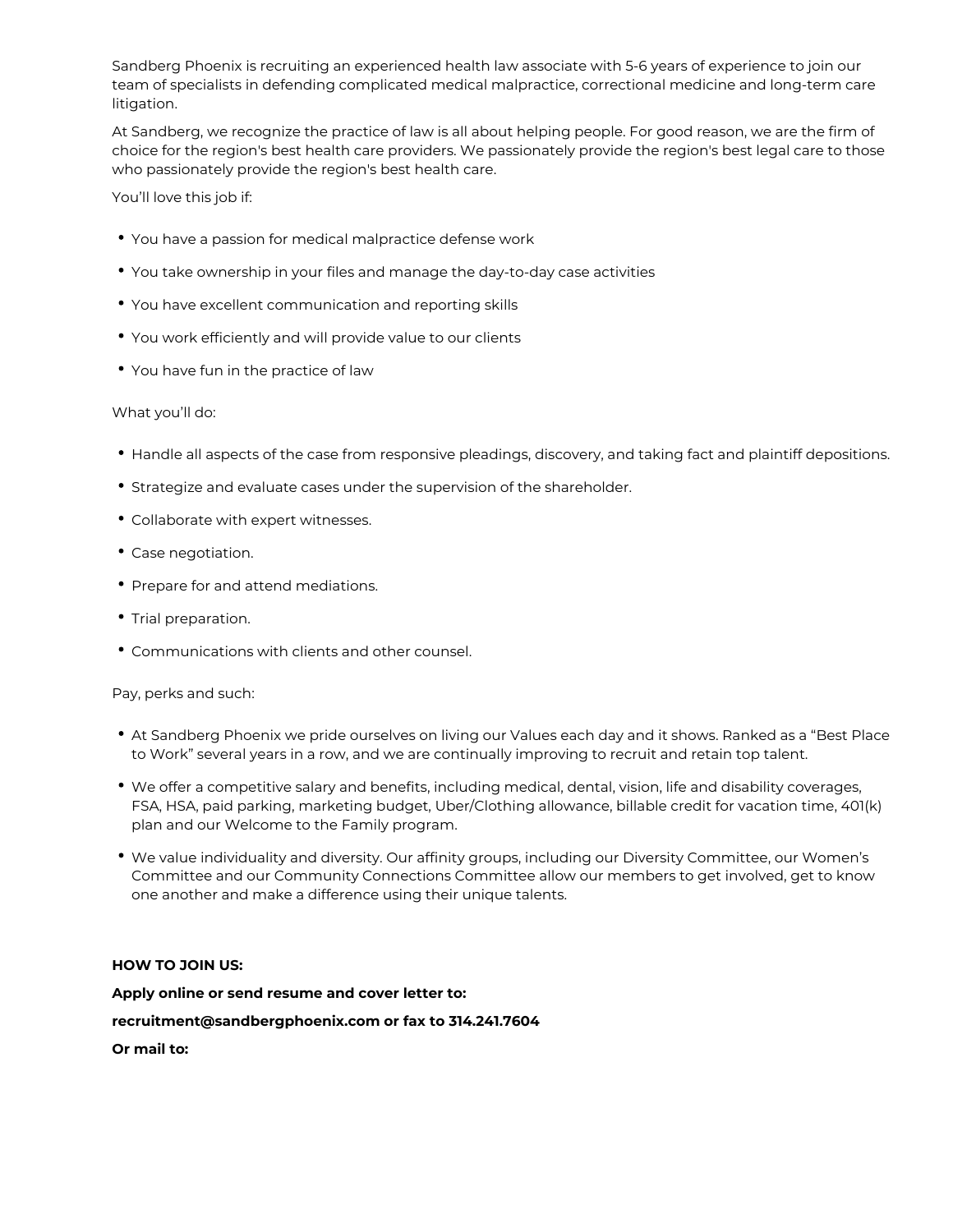Sandberg Phoenix is recruiting an experienced health law associate with 5-6 years of experience to join our team of specialists in defending complicated medical malpractice, correctional medicine and long-term care litigation.

At Sandberg, we recognize the practice of law is all about helping people. For good reason, we are the firm of choice for the region's best health care providers. We passionately provide the region's best legal care to those who passionately provide the region's best health care.

You'll love this job if:

- You have a passion for medical malpractice defense work
- You take ownership in your files and manage the day-to-day case activities
- You have excellent communication and reporting skills
- You work efficiently and will provide value to our clients
- You have fun in the practice of law

What you'll do:

- Handle all aspects of the case from responsive pleadings, discovery, and taking fact and plaintiff depositions.
- Strategize and evaluate cases under the supervision of the shareholder.
- Collaborate with expert witnesses.
- Case negotiation.
- Prepare for and attend mediations.
- Trial preparation.
- Communications with clients and other counsel.

Pay, perks and such:

- At Sandberg Phoenix we pride ourselves on living our Values each day and it shows. Ranked as a "Best Place to Work" several years in a row, and we are continually improving to recruit and retain top talent.
- We offer a competitive salary and benefits, including medical, dental, vision, life and disability coverages, FSA, HSA, paid parking, marketing budget, Uber/Clothing allowance, billable credit for vacation time, 401(k) plan and our Welcome to the Family program.
- We value individuality and diversity. Our affinity groups, including our Diversity Committee, our Women's Committee and our Community Connections Committee allow our members to get involved, get to know one another and make a difference using their unique talents.

**HOW TO JOIN US:**

**Apply online or send resume and cover letter to:**

**recruitment@sandbergphoenix.com or fax to 314.241.7604**

**Or mail to:**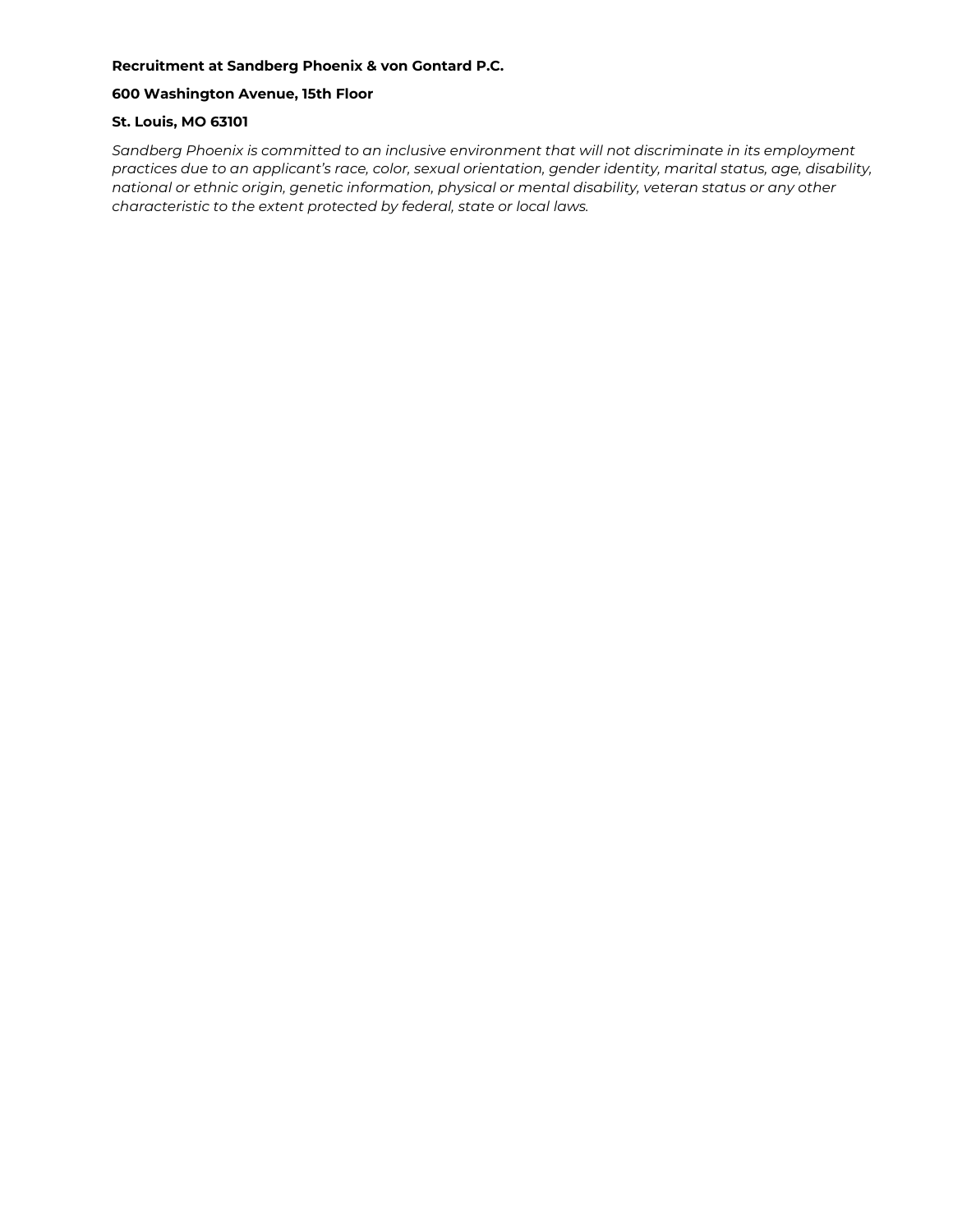**Recruitment at Sandberg Phoenix & von Gontard P.C.**

**600 Washington Avenue, 15th Floor**

**St. Louis, MO 63101**

*Sandberg Phoenix is committed to an inclusive environment that will not discriminate in its employment practices due to an applicant's race, color, sexual orientation, gender identity, marital status, age, disability, national or ethnic origin, genetic information, physical or mental disability, veteran status or any other characteristic to the extent protected by federal, state or local laws.*